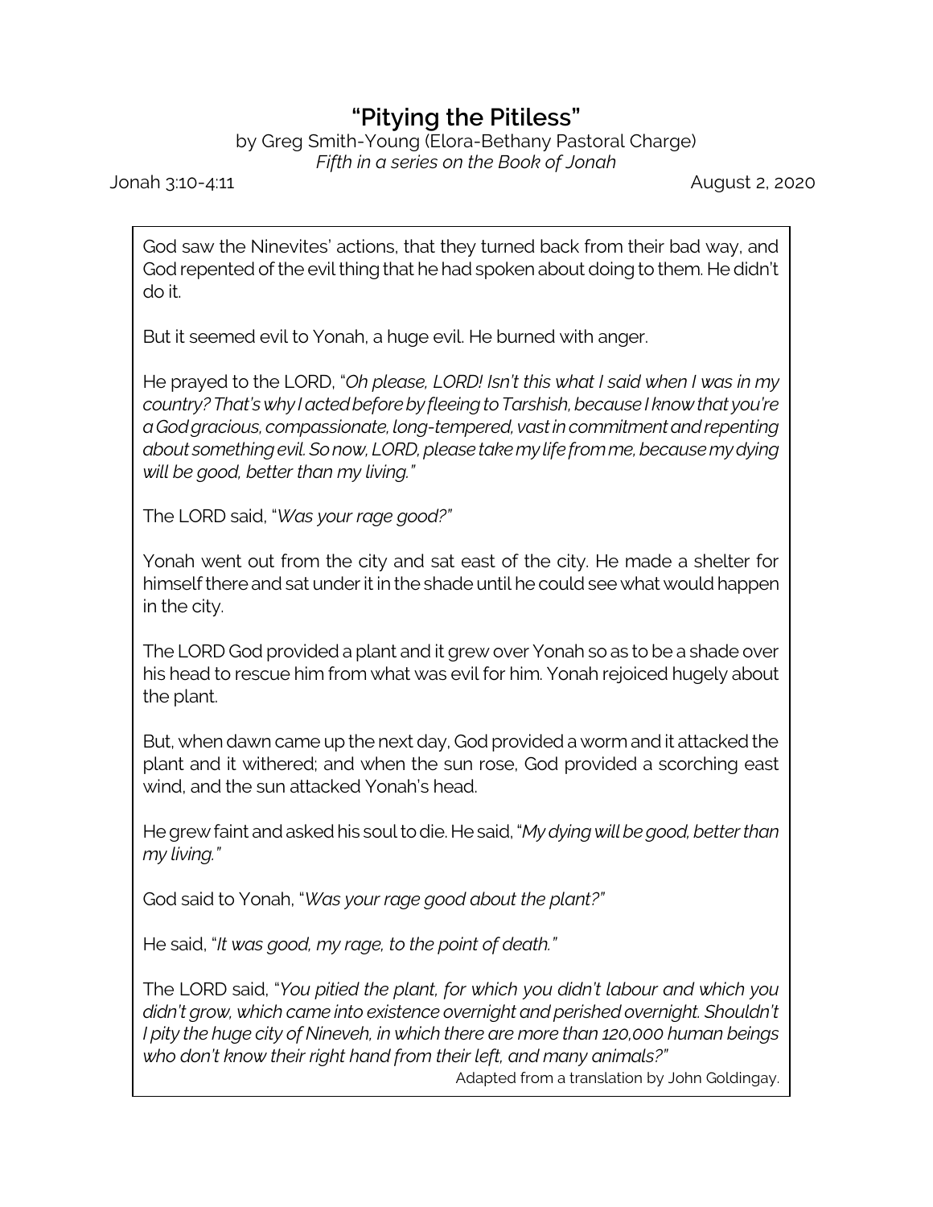# "Pitying the Pitiless"

by Greg Smith-Young (Elora-Bethany Pastoral Charge)

*Fifth in a series on the Book of Jonah*

Jonah 3:10-4:11

August 2, 2020

God saw the Ninevites' actions, that they turned back from their bad way, and God repented of the evil thing that he had spoken about doing to them. He didn't do it.

But it seemed evil to Yonah, a huge evil. He burned with anger.

He prayed to the LORD, "*Oh please, LORD! Isn't this what I said when I was in my country? That's why I acted before by fleeing to Tarshish, because I know that you're a God gracious, compassionate, long-tempered, vast in commitment and repenting about something evil. So now, LORD, please take my life from me, because my dying will be good, better than my living.*"

The LORD said, "*Was your rage good?*"

Yonah went out from the city and sat east of the city. He made a shelter for himself there and sat under it in the shade until he could see what would happen in the city.

The LORD God provided a plant and it grew over Yonah so as to be a shade over his head to rescue him from what was evil for him. Yonah rejoiced hugely about the plant.

But, when dawn came up the next day, God provided a worm and it attacked the plant and it withered; and when the sun rose, God provided a scorching east wind, and the sun attacked Yonah's head.

He grew faint and asked his soul to die. He said, "*My dying will be good, better than my living.*"

God said to Yonah, "*Was your rage good about the plant?*"

He said, "*It was good, my rage, to the point of death.*"

The LORD said, "*You pitied the plant, for which you didn't labour and which you didn't grow, which came into existence overnight and perished overnight. Shouldn't I pity the huge city of Nineveh, in which there are more than 120,000 human beings who don't know their right hand from their left, and many animals?*"

Adapted from a translation by John Goldingay.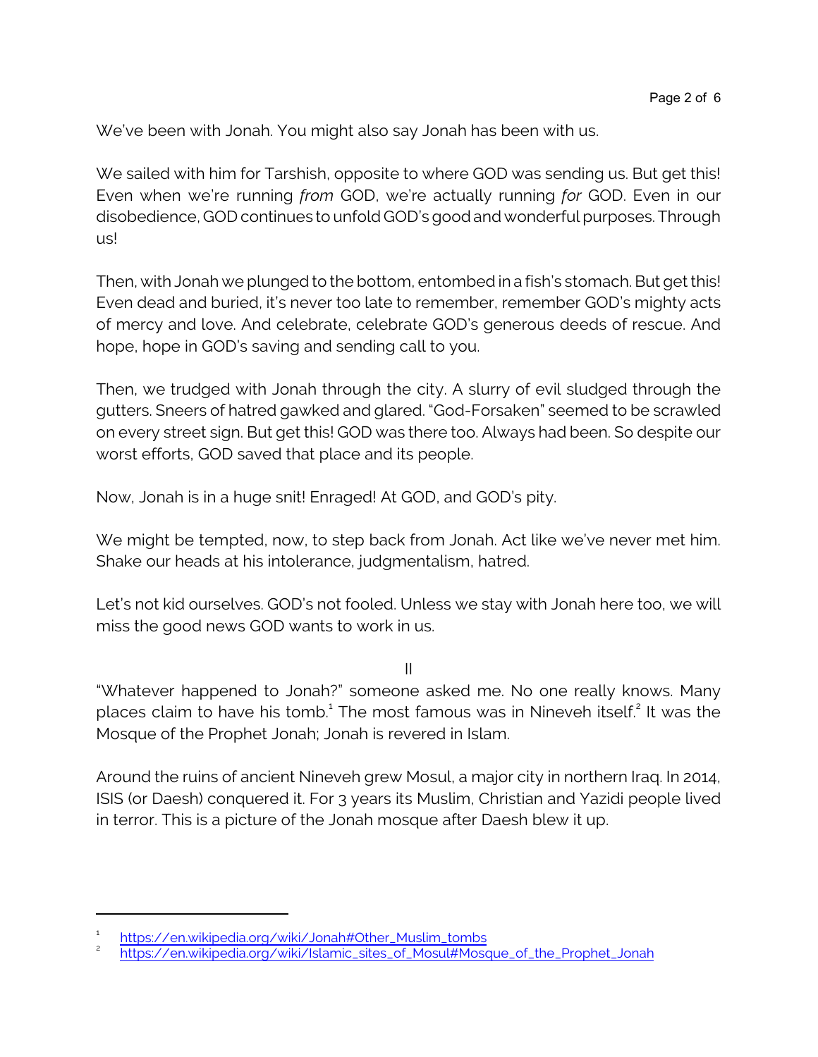We've been with Jonah. You might also say Jonah has been with us.

We sailed with him for Tarshish, opposite to where GOD was sending us. But get this! Even when we're running *from* GOD, we're actually running *for* GOD. Even in our disobedience, GOD continues to unfold GOD's good and wonderful purposes. Through us!

Then, with Jonah we plunged to the bottom, entombed in a fish's stomach. But get this! Even dead and buried, it's never too late to remember, remember GOD's mighty acts of mercy and love. And celebrate, celebrate GOD's generous deeds of rescue. And hope, hope in GOD's saving and sending call to you.

Then, we trudged with Jonah through the city. A slurry of evil sludged through the gutters. Sneers of hatred gawked and glared. "God-Forsaken" seemed to be scrawled on every street sign. But get this! GOD was there too. Always had been. So despite our worst efforts, GOD saved that place and its people.

Now, Jonah is in a huge snit! Enraged! At GOD, and GOD's pity.

We might be tempted, now, to step back from Jonah. Act like we've never met him. Shake our heads at his intolerance, judgmentalism, hatred.

Let's not kid ourselves. GOD's not fooled. Unless we stay with Jonah here too, we will miss the good news GOD wants to work in us.

II

"Whatever happened to Jonah?" someone asked me. No one really knows. Many places claim to have his tomb.[1] The most famous was in Nineveh itself.[2] It was the Mosque of the Prophet Jonah; Jonah is revered in Islam.

Around the ruins of ancient Nineveh grew Mosul, a major city in northern Iraq. In 2014, ISIS (or Daesh) conquered it. For 3 years its Muslim, Christian and Yazidi people lived in terror. This is a picture of the Jonah mosque after Daesh blew it up.

---

[1] https://en.wikipedia.org/wiki/Jonah#Other_Muslim_tombs

[2] https://en.wikipedia.org/wiki/Islamic_sites_of_Mosul#Mosque_of_the_Prophet_Jonah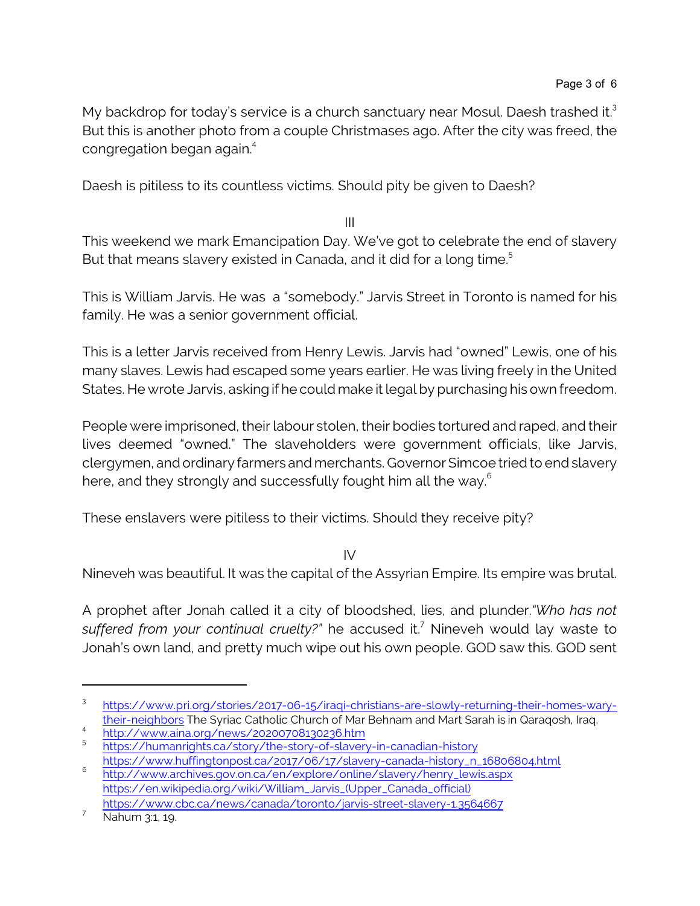My backdrop for today's service is a church sanctuary near Mosul. Daesh trashed it.[3] But this is another photo from a couple Christmases ago. After the city was freed, the congregation began again.[4]

Daesh is pitiless to its countless victims. Should pity be given to Daesh?

III

This weekend we mark Emancipation Day. We've got to celebrate the end of slavery But that means slavery existed in Canada, and it did for a long time.[5]

This is William Jarvis. He was a "somebody." Jarvis Street in Toronto is named for his family. He was a senior government official.

This is a letter Jarvis received from Henry Lewis. Jarvis had "owned" Lewis, one of his many slaves. Lewis had escaped some years earlier. He was living freely in the United States. He wrote Jarvis, asking if he could make it legal by purchasing his own freedom.

People were imprisoned, their labour stolen, their bodies tortured and raped, and their lives deemed "owned." The slaveholders were government officials, like Jarvis, clergymen, and ordinary farmers and merchants. Governor Simcoe tried to end slavery here, and they strongly and successfully fought him all the way.[6]

These enslavers were pitiless to their victims. Should they receive pity?

IV

Nineveh was beautiful. It was the capital of the Assyrian Empire. Its empire was brutal.

A prophet after Jonah called it a city of bloodshed, lies, and plunder. *"Who has not suffered from your continual cruelty?"* he accused it.[7] Nineveh would lay waste to Jonah's own land, and pretty much wipe out his own people. GOD saw this. GOD sent

---

[3] https://www.pri.org/stories/2017-06-15/iraqi-christians-are-slowly-returning-their-homes-wary-their-neighbors The Syriac Catholic Church of Mar Behnam and Mart Sarah is in Qaraqosh, Iraq.

[4] http://www.aina.org/news/20200708130236.htm

[5] https://humanrights.ca/story/the-story-of-slavery-in-canadian-history
https://www.huffingtonpost.ca/2017/06/17/slavery-canada-history_n_16806804.html

[6] http://www.archives.gov.on.ca/en/explore/online/slavery/henry_lewis.aspx
https://en.wikipedia.org/wiki/William_Jarvis_(Upper_Canada_official)
https://www.cbc.ca/news/canada/toronto/jarvis-street-slavery-1.3564667

[7] Nahum 3:1, 19.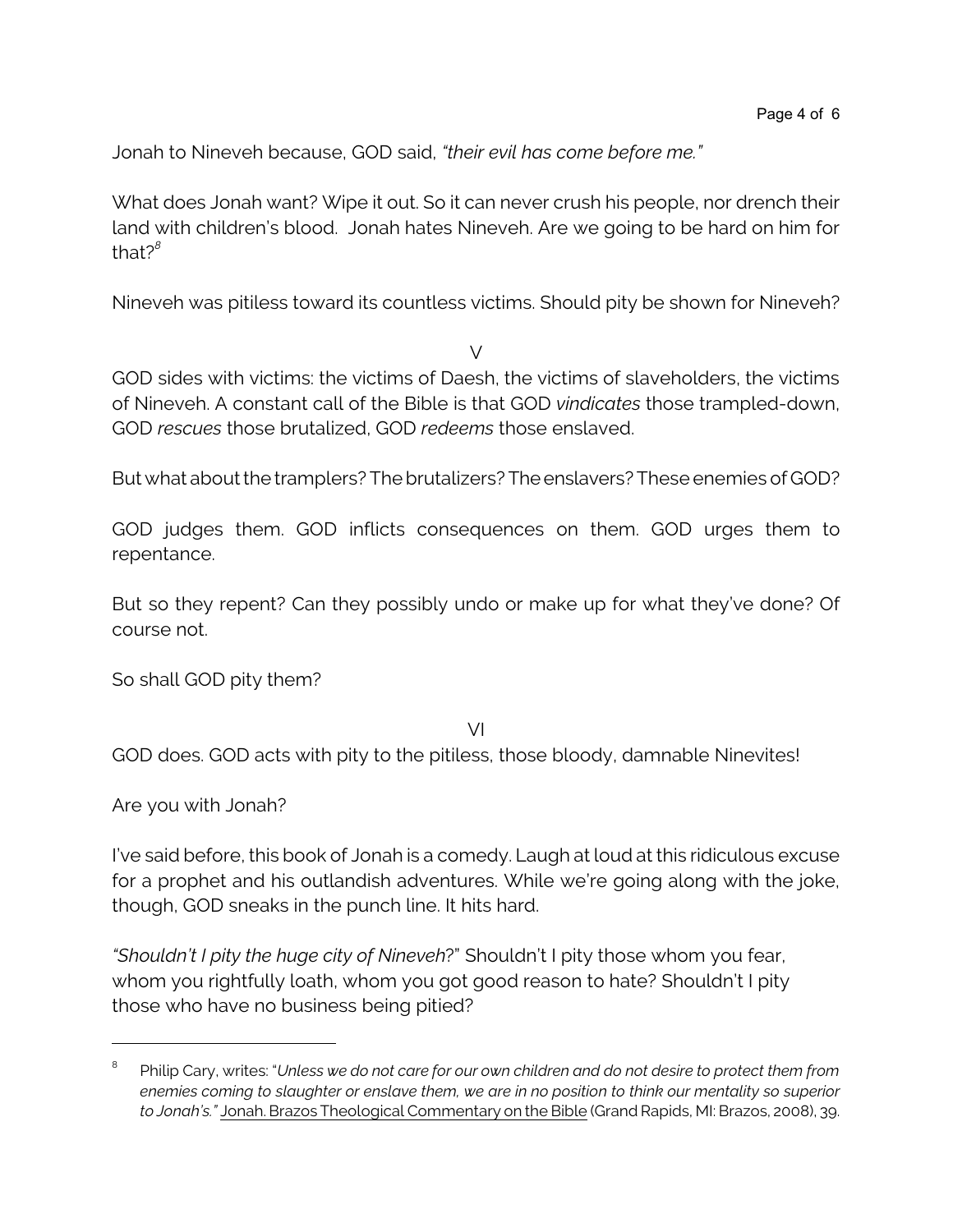Jonah to Nineveh because, GOD said, *"their evil has come before me."*

What does Jonah want? Wipe it out. So it can never crush his people, nor drench their land with children's blood. Jonah hates Nineveh. Are we going to be hard on him for that?[8]

Nineveh was pitiless toward its countless victims. Should pity be shown for Nineveh?

V

GOD sides with victims: the victims of Daesh, the victims of slaveholders, the victims of Nineveh. A constant call of the Bible is that GOD *vindicates* those trampled-down, GOD *rescues* those brutalized, GOD *redeems* those enslaved.

But what about the tramplers? The brutalizers? The enslavers? These enemies of GOD?

GOD judges them. GOD inflicts consequences on them. GOD urges them to repentance.

But so they repent? Can they possibly undo or make up for what they've done? Of course not.

So shall GOD pity them?

VI

GOD does. GOD acts with pity to the pitiless, those bloody, damnable Ninevites!

Are you with Jonah?

I've said before, this book of Jonah is a comedy. Laugh at loud at this ridiculous excuse for a prophet and his outlandish adventures. While we're going along with the joke, though, GOD sneaks in the punch line. It hits hard.

*"Shouldn't I pity the huge city of Nineveh*?" Shouldn't I pity those whom you fear, whom you rightfully loath, whom you got good reason to hate? Shouldn't I pity those who have no business being pitied?

---

[8] Philip Cary, writes: "*Unless we do not care for our own children and do not desire to protect them from enemies coming to slaughter or enslave them, we are in no position to think our mentality so superior to Jonah's."* Jonah. Brazos Theological Commentary on the Bible (Grand Rapids, MI: Brazos, 2008), 39.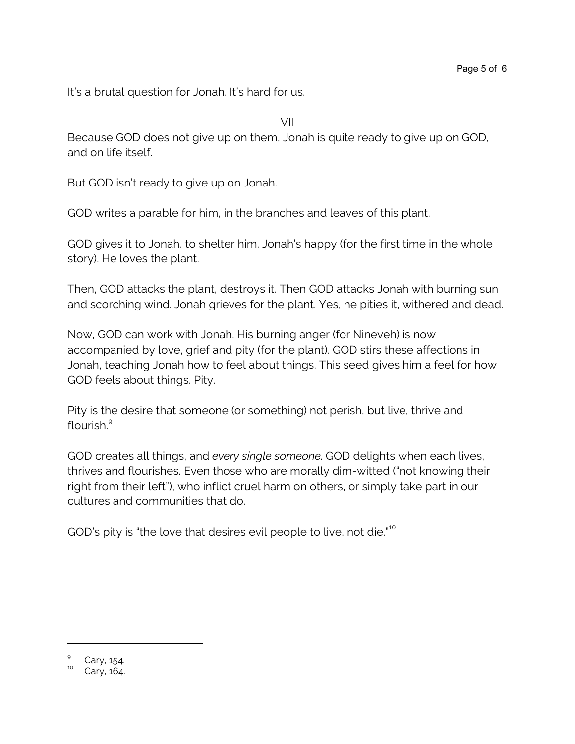It's a brutal question for Jonah. It's hard for us.

VII

Because GOD does not give up on them, Jonah is quite ready to give up on GOD, and on life itself.

But GOD isn't ready to give up on Jonah.

GOD writes a parable for him, in the branches and leaves of this plant.

GOD gives it to Jonah, to shelter him. Jonah's happy (for the first time in the whole story). He loves the plant.

Then, GOD attacks the plant, destroys it. Then GOD attacks Jonah with burning sun and scorching wind. Jonah grieves for the plant. Yes, he pities it, withered and dead.

Now, GOD can work with Jonah. His burning anger (for Nineveh) is now accompanied by love, grief and pity (for the plant). GOD stirs these affections in Jonah, teaching Jonah how to feel about things. This seed gives him a feel for how GOD feels about things. Pity.

Pity is the desire that someone (or something) not perish, but live, thrive and flourish.[9]

GOD creates all things, and *every single someone*. GOD delights when each lives, thrives and flourishes. Even those who are morally dim-witted ("not knowing their right from their left"), who inflict cruel harm on others, or simply take part in our cultures and communities that do.

GOD's pity is "the love that desires evil people to live, not die."[10]

---

[9] Cary, 154.

[10] Cary, 164.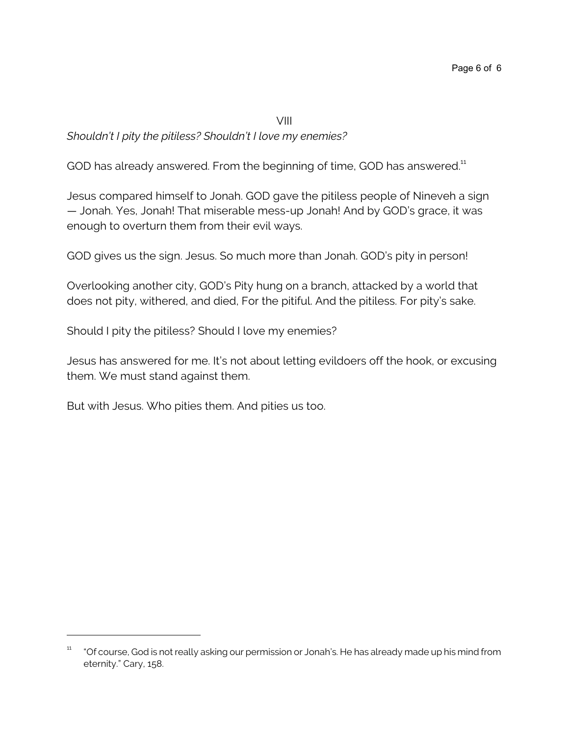VIII

*Shouldn't I pity the pitiless? Shouldn't I love my enemies?*

GOD has already answered. From the beginning of time, GOD has answered.[11]

Jesus compared himself to Jonah. GOD gave the pitiless people of Nineveh a sign — Jonah. Yes, Jonah! That miserable mess-up Jonah! And by GOD's grace, it was enough to overturn them from their evil ways.

GOD gives us the sign. Jesus. So much more than Jonah. GOD's pity in person!

Overlooking another city, GOD's Pity hung on a branch, attacked by a world that does not pity, withered, and died, For the pitiful. And the pitiless. For pity's sake.

Should I pity the pitiless? Should I love my enemies?

Jesus has answered for me. It's not about letting evildoers off the hook, or excusing them. We must stand against them.

But with Jesus. Who pities them. And pities us too.

---

[11] "Of course, God is not really asking our permission or Jonah's. He has already made up his mind from eternity." Cary, 158.